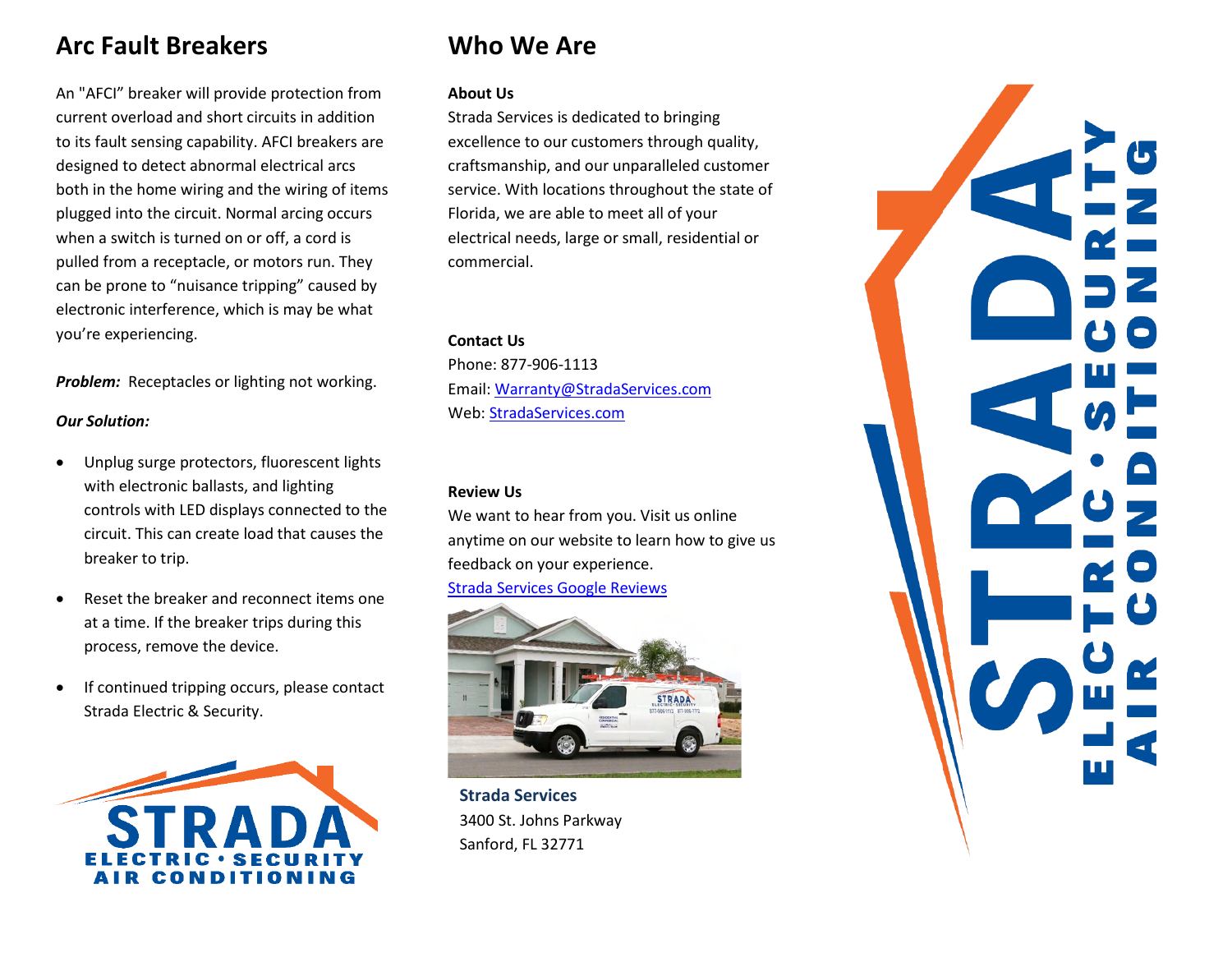## Arc Fault Breakers

An "AFCI" breaker will provide protection from current overload and short circuits in addition to its fault sensing capability. AFCI breakers are designed to detect abnormal electrical arcs both in the home wiring and the wiring of items plugged into the circuit. Normal arcing occurs when a switch is turned on or off, a cord is pulled from a receptacle, or motors run. They can be prone to "nuisance tripping" caused by electronic interference, which is may be what you're experiencing.

***Problem:*** Receptacles or lighting not working.

***Our Solution:***

- Unplug surge protectors, fluorescent lights with electronic ballasts, and lighting controls with LED displays connected to the circuit. This can create load that causes the breaker to trip.
- Reset the breaker and reconnect items one at a time. If the breaker trips during this process, remove the device.
- If continued tripping occurs, please contact Strada Electric & Security.

STRADA
ELECTRIC • SECURITY
AIR CONDITIONING

## Who We Are

**About Us**

Strada Services is dedicated to bringing excellence to our customers through quality, craftsmanship, and our unparalleled customer service. With locations throughout the state of Florida, we are able to meet all of your electrical needs, large or small, residential or commercial.

**Contact Us**

Phone: 877-906-1113
Email: Warranty@StradaServices.com
Web: StradaServices.com

**Review Us**

We want to hear from you. Visit us online anytime on our website to learn how to give us feedback on your experience.
Strada Services Google Reviews

**Strada Services**
3400 St. Johns Parkway
Sanford, FL 32771

STRADA
ELECTRIC • SECURITY
AIR CONDITIONING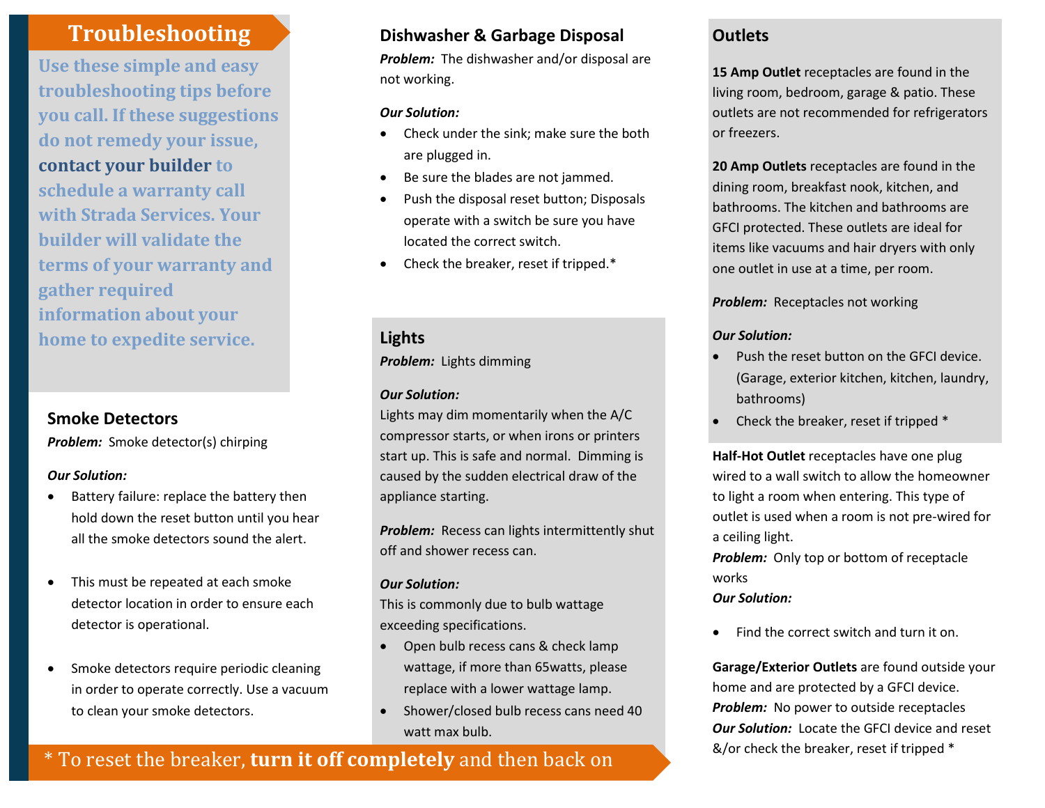# Troubleshooting

**Use these simple and easy troubleshooting tips before you call. If these suggestions do not remedy your issue, contact your builder to schedule a warranty call with Strada Services. Your builder will validate the terms of your warranty and gather required information about your home to expedite service.**

## Smoke Detectors

***Problem:*** Smoke detector(s) chirping

***Our Solution:***

- Battery failure: replace the battery then hold down the reset button until you hear all the smoke detectors sound the alert.
- This must be repeated at each smoke detector location in order to ensure each detector is operational.
- Smoke detectors require periodic cleaning in order to operate correctly. Use a vacuum to clean your smoke detectors.

## Dishwasher & Garbage Disposal

***Problem:*** The dishwasher and/or disposal are not working.

***Our Solution:***

- Check under the sink; make sure the both are plugged in.
- Be sure the blades are not jammed.
- Push the disposal reset button; Disposals operate with a switch be sure you have located the correct switch.
- Check the breaker, reset if tripped.*

## Lights

***Problem:*** Lights dimming

***Our Solution:***
Lights may dim momentarily when the A/C compressor starts, or when irons or printers start up. This is safe and normal. Dimming is caused by the sudden electrical draw of the appliance starting.

***Problem:*** Recess can lights intermittently shut off and shower recess can.

***Our Solution:***
This is commonly due to bulb wattage exceeding specifications.

- Open bulb recess cans & check lamp wattage, if more than 65watts, please replace with a lower wattage lamp.
- Shower/closed bulb recess cans need 40 watt max bulb.

## Outlets

**15 Amp Outlet** receptacles are found in the living room, bedroom, garage & patio. These outlets are not recommended for refrigerators or freezers.

**20 Amp Outlets** receptacles are found in the dining room, breakfast nook, kitchen, and bathrooms. The kitchen and bathrooms are GFCI protected. These outlets are ideal for items like vacuums and hair dryers with only one outlet in use at a time, per room.

***Problem:*** Receptacles not working

***Our Solution:***

- Push the reset button on the GFCI device. (Garage, exterior kitchen, kitchen, laundry, bathrooms)
- Check the breaker, reset if tripped *

**Half-Hot Outlet** receptacles have one plug wired to a wall switch to allow the homeowner to light a room when entering. This type of outlet is used when a room is not pre-wired for a ceiling light.

***Problem:*** Only top or bottom of receptacle works

***Our Solution:***

- Find the correct switch and turn it on.

**Garage/Exterior Outlets** are found outside your home and are protected by a GFCI device.

***Problem:*** No power to outside receptacles

***Our Solution:*** Locate the GFCI device and reset &/or check the breaker, reset if tripped *

* To reset the breaker, **turn it off completely** and then back on